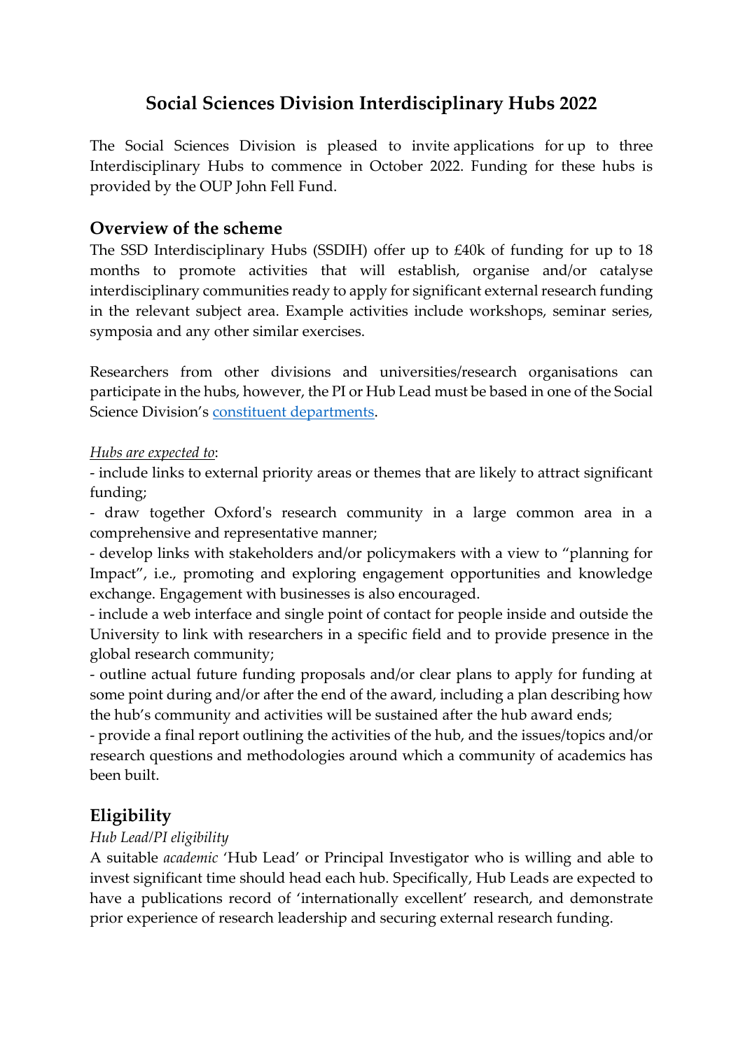# Social Sciences Division Interdisciplinary Hubs 2022

The Social Sciences Division is pleased to invite applications for up to three Interdisciplinary Hubs to commence in October 2022. Funding for these hubs is provided by the OUP John Fell Fund.

## Overview of the scheme

The SSD Interdisciplinary Hubs (SSDIH) offer up to £40k of funding for up to 18 months to promote activities that will establish, organise and/or catalyse interdisciplinary communities ready to apply for significant external research funding in the relevant subject area. Example activities include workshops, seminar series, symposia and any other similar exercises.

Researchers from other divisions and universities/research organisations can participate in the hubs, however, the PI or Hub Lead must be based in one of the Social Science Division's [constituent departments](constituent departments).

*Hubs are expected to*:

- include links to external priority areas or themes that are likely to attract significant funding;
- draw together Oxford's research community in a large common area in a comprehensive and representative manner;
- develop links with stakeholders and/or policymakers with a view to "planning for Impact", i.e., promoting and exploring engagement opportunities and knowledge exchange. Engagement with businesses is also encouraged.
- include a web interface and single point of contact for people inside and outside the University to link with researchers in a specific field and to provide presence in the global research community;
- outline actual future funding proposals and/or clear plans to apply for funding at some point during and/or after the end of the award, including a plan describing how the hub's community and activities will be sustained after the hub award ends;
- provide a final report outlining the activities of the hub, and the issues/topics and/or research questions and methodologies around which a community of academics has been built.

## Eligibility

*Hub Lead/PI eligibility*

A suitable *academic* 'Hub Lead' or Principal Investigator who is willing and able to invest significant time should head each hub. Specifically, Hub Leads are expected to have a publications record of 'internationally excellent' research, and demonstrate prior experience of research leadership and securing external research funding.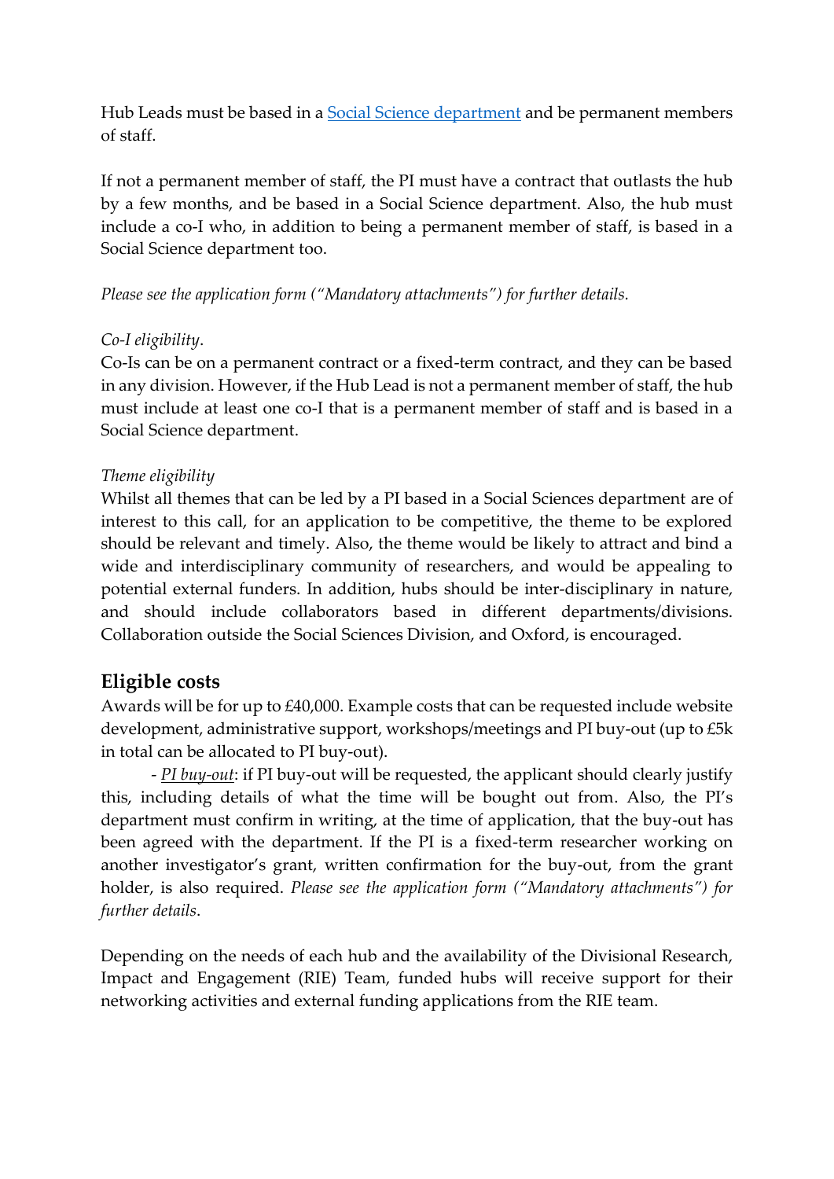Hub Leads must be based in a [Social Science department]() and be permanent members of staff.

If not a permanent member of staff, the PI must have a contract that outlasts the hub by a few months, and be based in a Social Science department. Also, the hub must include a co-I who, in addition to being a permanent member of staff, is based in a Social Science department too.

*Please see the application form ("Mandatory attachments") for further details.*

*Co-I eligibility*.
Co-Is can be on a permanent contract or a fixed-term contract, and they can be based in any division. However, if the Hub Lead is not a permanent member of staff, the hub must include at least one co-I that is a permanent member of staff and is based in a Social Science department.

*Theme eligibility*
Whilst all themes that can be led by a PI based in a Social Sciences department are of interest to this call, for an application to be competitive, the theme to be explored should be relevant and timely. Also, the theme would be likely to attract and bind a wide and interdisciplinary community of researchers, and would be appealing to potential external funders. In addition, hubs should be inter-disciplinary in nature, and should include collaborators based in different departments/divisions. Collaboration outside the Social Sciences Division, and Oxford, is encouraged.

## Eligible costs

Awards will be for up to £40,000. Example costs that can be requested include website development, administrative support, workshops/meetings and PI buy-out (up to £5k in total can be allocated to PI buy-out).

- *PI buy-out*: if PI buy-out will be requested, the applicant should clearly justify this, including details of what the time will be bought out from. Also, the PI's department must confirm in writing, at the time of application, that the buy-out has been agreed with the department. If the PI is a fixed-term researcher working on another investigator's grant, written confirmation for the buy-out, from the grant holder, is also required. *Please see the application form ("Mandatory attachments") for further details*.

Depending on the needs of each hub and the availability of the Divisional Research, Impact and Engagement (RIE) Team, funded hubs will receive support for their networking activities and external funding applications from the RIE team.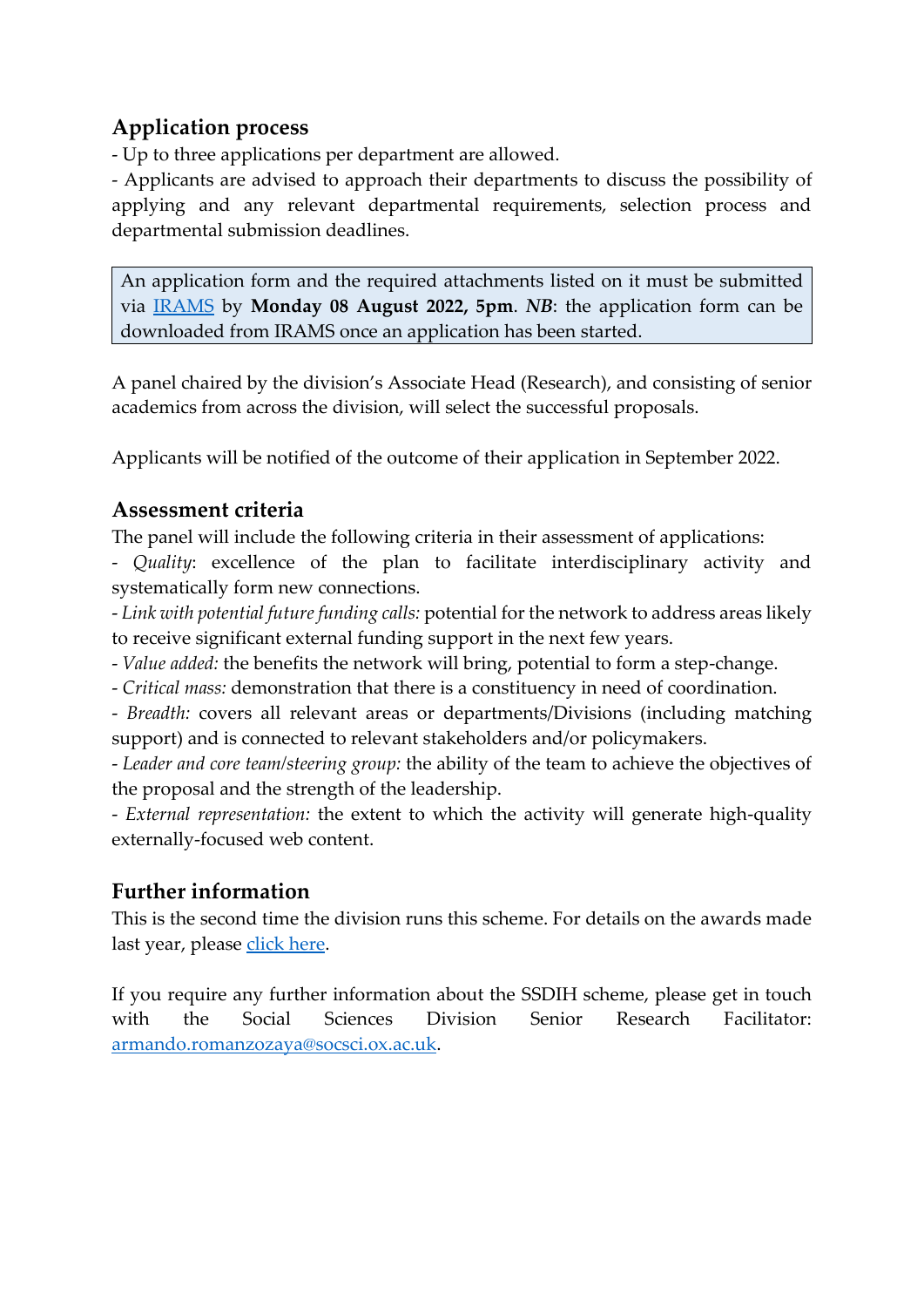## Application process

- Up to three applications per department are allowed.
- Applicants are advised to approach their departments to discuss the possibility of applying and any relevant departmental requirements, selection process and departmental submission deadlines.

An application form and the required attachments listed on it must be submitted via IRAMS by **Monday 08 August 2022, 5pm**. ***NB***: the application form can be downloaded from IRAMS once an application has been started.

A panel chaired by the division's Associate Head (Research), and consisting of senior academics from across the division, will select the successful proposals.

Applicants will be notified of the outcome of their application in September 2022.

## Assessment criteria

The panel will include the following criteria in their assessment of applications:

- *Quality*: excellence of the plan to facilitate interdisciplinary activity and systematically form new connections.
- *Link with potential future funding calls:* potential for the network to address areas likely to receive significant external funding support in the next few years.
- *Value added:* the benefits the network will bring, potential to form a step-change.
- *Critical mass:* demonstration that there is a constituency in need of coordination.
- *Breadth:* covers all relevant areas or departments/Divisions (including matching support) and is connected to relevant stakeholders and/or policymakers.
- *Leader and core team/steering group:* the ability of the team to achieve the objectives of the proposal and the strength of the leadership.
- *External representation:* the extent to which the activity will generate high-quality externally-focused web content.

## Further information

This is the second time the division runs this scheme. For details on the awards made last year, please click here.

If you require any further information about the SSDIH scheme, please get in touch with the Social Sciences Division Senior Research Facilitator: armando.romanzozaya@socsci.ox.ac.uk.